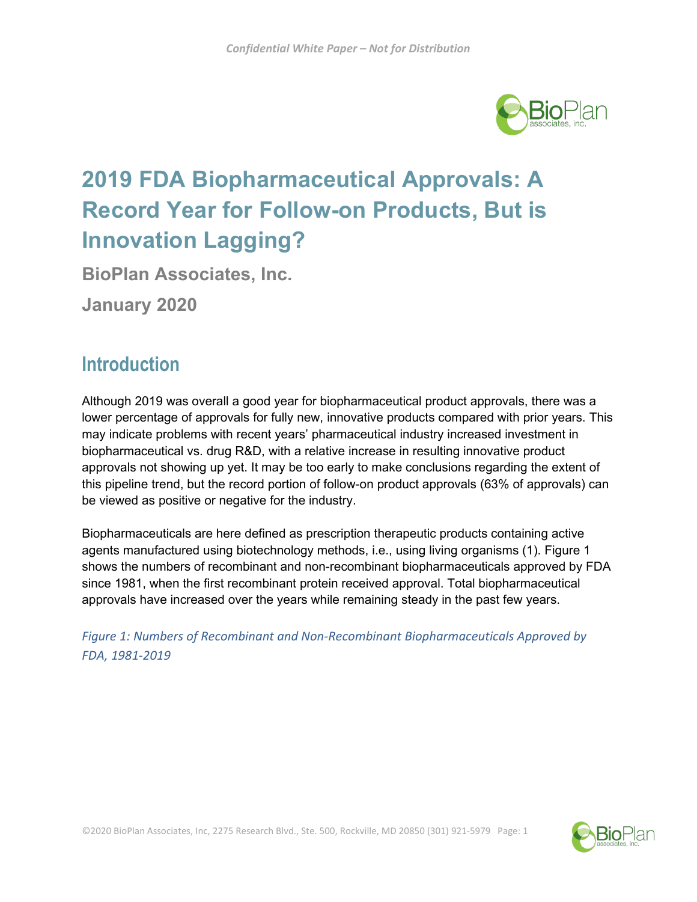# 2019 FDA Biopharmaceutical Approvals: A Record Year for Follow-on Products, But is Innovation Lagging?

**BioPlan Associates, Inc.**

**January 2020**

## Introduction

Although 2019 was overall a good year for biopharmaceutical product approvals, there was a lower percentage of approvals for fully new, innovative products compared with prior years. This may indicate problems with recent years' pharmaceutical industry increased investment in biopharmaceutical vs. drug R&D, with a relative increase in resulting innovative product approvals not showing up yet. It may be too early to make conclusions regarding the extent of this pipeline trend, but the record portion of follow-on product approvals (63% of approvals) can be viewed as positive or negative for the industry.

Biopharmaceuticals are here defined as prescription therapeutic products containing active agents manufactured using biotechnology methods, i.e., using living organisms (1). Figure 1 shows the numbers of recombinant and non-recombinant biopharmaceuticals approved by FDA since 1981, when the first recombinant protein received approval. Total biopharmaceutical approvals have increased over the years while remaining steady in the past few years.

*Figure 1: Numbers of Recombinant and Non-Recombinant Biopharmaceuticals Approved by FDA, 1981-2019*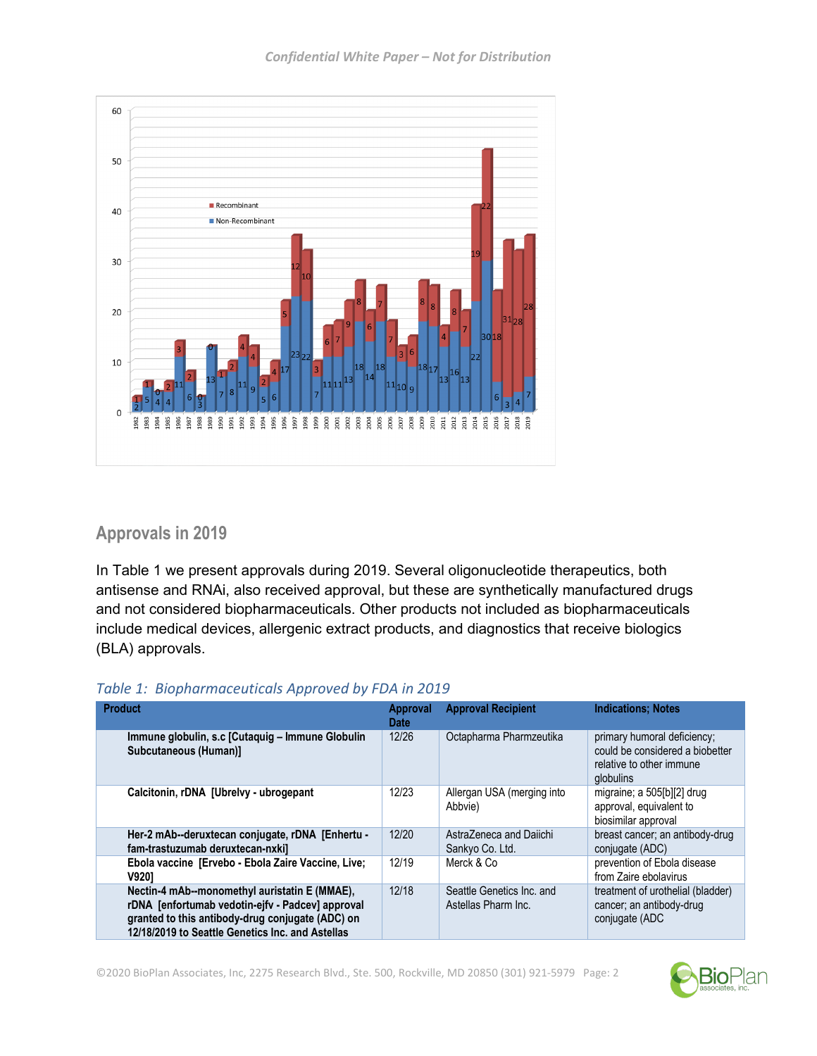## Approvals in 2019

In Table 1 we present approvals during 2019. Several oligonucleotide therapeutics, both antisense and RNAi, also received approval, but these are synthetically manufactured drugs and not considered biopharmaceuticals. Other products not included as biopharmaceuticals include medical devices, allergenic extract products, and diagnostics that receive biologics (BLA) approvals.

*Table 1: Biopharmaceuticals Approved by FDA in 2019*

| Product | Approval Date | Approval Recipient | Indications; Notes |
|---|---|---|---|
| **Immune globulin, s.c [Cutaquig – Immune Globulin Subcutaneous (Human)]** | 12/26 | Octapharma Pharmzeutika | primary humoral deficiency; could be considered a biobetter relative to other immune globulins |
| **Calcitonin, rDNA [Ubrelvy - ubrogepant** | 12/23 | Allergan USA (merging into Abbvie) | migraine; a 505[b][2] drug approval, equivalent to biosimilar approval |
| **Her-2 mAb--deruxtecan conjugate, rDNA [Enhertu - fam-trastuzumab deruxtecan-nxki]** | 12/20 | AstraZeneca and Daiichi Sankyo Co. Ltd. | breast cancer; an antibody-drug conjugate (ADC) |
| **Ebola vaccine [Ervebo - Ebola Zaire Vaccine, Live; V920]** | 12/19 | Merck & Co | prevention of Ebola disease from Zaire ebolavirus |
| **Nectin-4 mAb--monomethyl auristatin E (MMAE), rDNA [enfortumab vedotin-ejfv - Padcev] approval granted to this antibody-drug conjugate (ADC) on 12/18/2019 to Seattle Genetics Inc. and Astellas** | 12/18 | Seattle Genetics Inc. and Astellas Pharm Inc. | treatment of urothelial (bladder) cancer; an antibody-drug conjugate (ADC |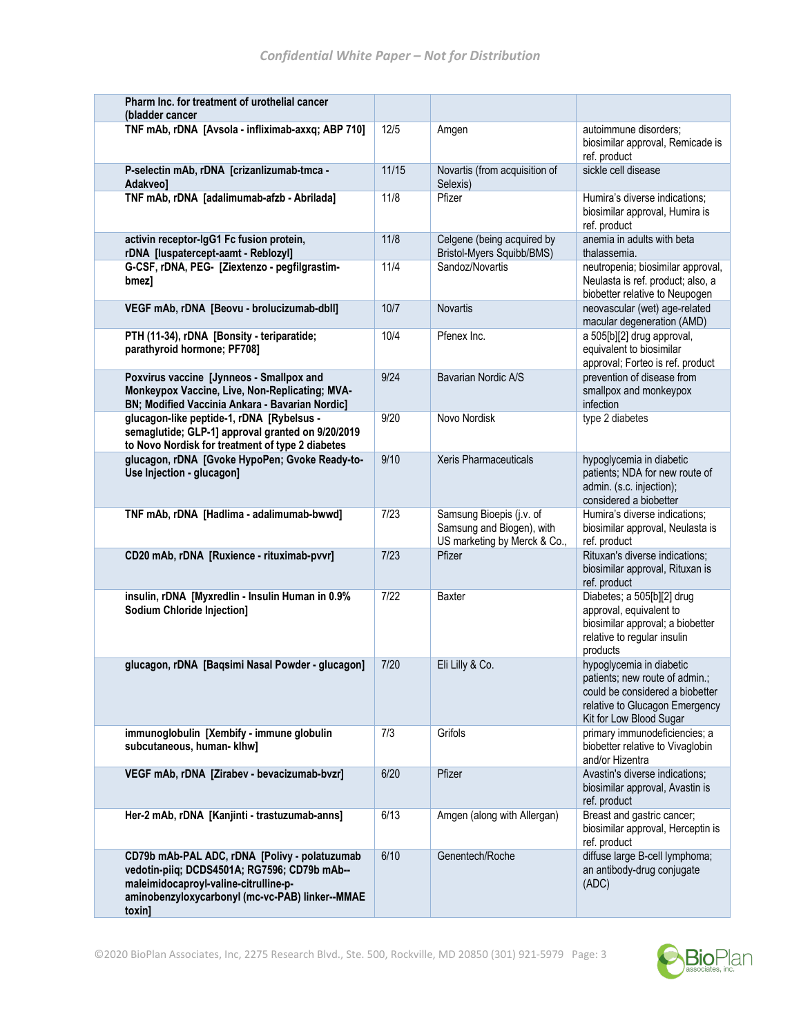| | | | |
|---|---|---|---|
| **Pharm Inc. for treatment of urothelial cancer (bladder cancer** | | | |
| **TNF mAb, rDNA [Avsola - infliximab-axxq; ABP 710]** | 12/5 | Amgen | autoimmune disorders; biosimilar approval, Remicade is ref. product |
| **P-selectin mAb, rDNA [crizanlizumab-tmca - Adakveo]** | 11/15 | Novartis (from acquisition of Selexis) | sickle cell disease |
| **TNF mAb, rDNA [adalimumab-afzb - Abrilada]** | 11/8 | Pfizer | Humira's diverse indications; biosimilar approval, Humira is ref. product |
| **activin receptor-IgG1 Fc fusion protein, rDNA [luspatercept-aamt - Reblozyl]** | 11/8 | Celgene (being acquired by Bristol-Myers Squibb/BMS) | anemia in adults with beta thalassemia. |
| **G-CSF, rDNA, PEG- [Ziextenzo - pegfilgrastim-bmez]** | 11/4 | Sandoz/Novartis | neutropenia; biosimilar approval, Neulasta is ref. product; also, a biobetter relative to Neupogen |
| **VEGF mAb, rDNA [Beovu - brolucizumab-dbll]** | 10/7 | Novartis | neovascular (wet) age-related macular degeneration (AMD) |
| **PTH (11-34), rDNA [Bonsity - teriparatide; parathyroid hormone; PF708]** | 10/4 | Pfenex Inc. | a 505[b][2] drug approval, equivalent to biosimilar approval; Forteo is ref. product |
| **Poxvirus vaccine [Jynneos - Smallpox and Monkeypox Vaccine, Live, Non-Replicating; MVA-BN; Modified Vaccinia Ankara - Bavarian Nordic]** | 9/24 | Bavarian Nordic A/S | prevention of disease from smallpox and monkeypox infection |
| **glucagon-like peptide-1, rDNA [Rybelsus - semaglutide; GLP-1] approval granted on 9/20/2019 to Novo Nordisk for treatment of type 2 diabetes** | 9/20 | Novo Nordisk | type 2 diabetes |
| **glucagon, rDNA [Gvoke HypoPen; Gvoke Ready-to-Use Injection - glucagon]** | 9/10 | Xeris Pharmaceuticals | hypoglycemia in diabetic patients; NDA for new route of admin. (s.c. injection); considered a biobetter |
| **TNF mAb, rDNA [Hadlima - adalimumab-bwwd]** | 7/23 | Samsung Bioepis (j.v. of Samsung and Biogen), with US marketing by Merck & Co., | Humira's diverse indications; biosimilar approval, Neulasta is ref. product |
| **CD20 mAb, rDNA [Ruxience - rituximab-pvvr]** | 7/23 | Pfizer | Rituxan's diverse indications; biosimilar approval, Rituxan is ref. product |
| **insulin, rDNA [Myxredlin - Insulin Human in 0.9% Sodium Chloride Injection]** | 7/22 | Baxter | Diabetes; a 505[b][2] drug approval, equivalent to biosimilar approval; a biobetter relative to regular insulin products |
| **glucagon, rDNA [Baqsimi Nasal Powder - glucagon]** | 7/20 | Eli Lilly & Co. | hypoglycemia in diabetic patients; new route of admin.; could be considered a biobetter relative to Glucagon Emergency Kit for Low Blood Sugar |
| **immunoglobulin [Xembify - immune globulin subcutaneous, human- klhw]** | 7/3 | Grifols | primary immunodeficiencies; a biobetter relative to Vivaglobin and/or Hizentra |
| **VEGF mAb, rDNA [Zirabev - bevacizumab-bvzr]** | 6/20 | Pfizer | Avastin's diverse indications; biosimilar approval, Avastin is ref. product |
| **Her-2 mAb, rDNA [Kanjinti - trastuzumab-anns]** | 6/13 | Amgen (along with Allergan) | Breast and gastric cancer; biosimilar approval, Herceptin is ref. product |
| **CD79b mAb-PAL ADC, rDNA [Polivy - polatuzumab vedotin-piiq; DCDS4501A; RG7596; CD79b mAb--maleimidocaproyl-valine-citrulline-p-aminobenzyloxycarbonyl (mc-vc-PAB) linker--MMAE toxin]** | 6/10 | Genentech/Roche | diffuse large B-cell lymphoma; an antibody-drug conjugate (ADC) |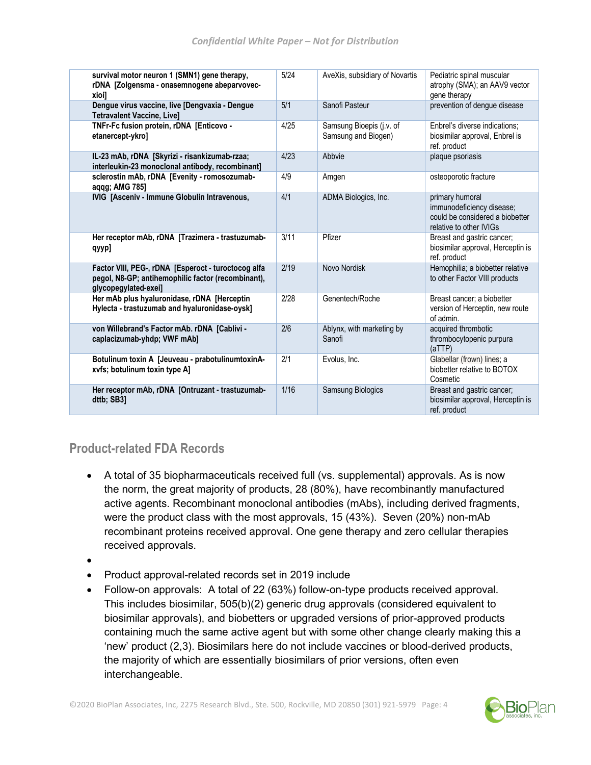| **survival motor neuron 1 (SMN1) gene therapy, rDNA [Zolgensma - onasemnogene abeparvovec-xioi]** | 5/24 | AveXis, subsidiary of Novartis | Pediatric spinal muscular atrophy (SMA); an AAV9 vector gene therapy |
|---|---|---|---|
| **Dengue virus vaccine, live [Dengvaxia - Dengue Tetravalent Vaccine, Live]** | 5/1 | Sanofi Pasteur | prevention of dengue disease |
| **TNFr-Fc fusion protein, rDNA [Eticovo - etanercept-ykro]** | 4/25 | Samsung Bioepis (j.v. of Samsung and Biogen) | Enbrel's diverse indications; biosimilar approval, Enbrel is ref. product |
| **IL-23 mAb, rDNA [Skyrizi - risankizumab-rzaa; interleukin-23 monoclonal antibody, recombinant]** | 4/23 | Abbvie | plaque psoriasis |
| **sclerostin mAb, rDNA [Evenity - romosozumab-aqqg; AMG 785]** | 4/9 | Amgen | osteoporotic fracture |
| **IVIG [Asceniv - Immune Globulin Intravenous,** | 4/1 | ADMA Biologics, Inc. | primary humoral immunodeficiency disease; could be considered a biobetter relative to other IVIGs |
| **Her receptor mAb, rDNA [Trazimera - trastuzumab-qyyp]** | 3/11 | Pfizer | Breast and gastric cancer; biosimilar approval, Herceptin is ref. product |
| **Factor VIII, PEG-, rDNA [Esperoct - turoctocog alfa pegol, N8-GP; antihemophilic factor (recombinant), glycopegylated-exei]** | 2/19 | Novo Nordisk | Hemophilia; a biobetter relative to other Factor VIII products |
| **Her mAb plus hyaluronidase, rDNA [Herceptin Hylecta - trastuzumab and hyaluronidase-oysk]** | 2/28 | Genentech/Roche | Breast cancer; a biobetter version of Herceptin, new route of admin. |
| **von Willebrand's Factor mAb. rDNA [Cablivi - caplacizumab-yhdp; VWF mAb]** | 2/6 | Ablynx, with marketing by Sanofi | acquired thrombotic thrombocytopenic purpura (aTTP) |
| **Botulinum toxin A [Jeuveau - prabotulinumtoxinA-xvfs; botulinum toxin type A]** | 2/1 | Evolus, Inc. | Glabellar (frown) lines; a biobetter relative to BOTOX Cosmetic |
| **Her receptor mAb, rDNA [Ontruzant - trastuzumab-dttb; SB3]** | 1/16 | Samsung Biologics | Breast and gastric cancer; biosimilar approval, Herceptin is ref. product |

## Product-related FDA Records

- A total of 35 biopharmaceuticals received full (vs. supplemental) approvals. As is now the norm, the great majority of products, 28 (80%), have recombinantly manufactured active agents. Recombinant monoclonal antibodies (mAbs), including derived fragments, were the product class with the most approvals, 15 (43%). Seven (20%) non-mAb recombinant proteins received approval. One gene therapy and zero cellular therapies received approvals.
- 
- Product approval-related records set in 2019 include
- Follow-on approvals: A total of 22 (63%) follow-on-type products received approval. This includes biosimilar, 505(b)(2) generic drug approvals (considered equivalent to biosimilar approvals), and biobetters or upgraded versions of prior-approved products containing much the same active agent but with some other change clearly making this a 'new' product (2,3). Biosimilars here do not include vaccines or blood-derived products, the majority of which are essentially biosimilars of prior versions, often even interchangeable.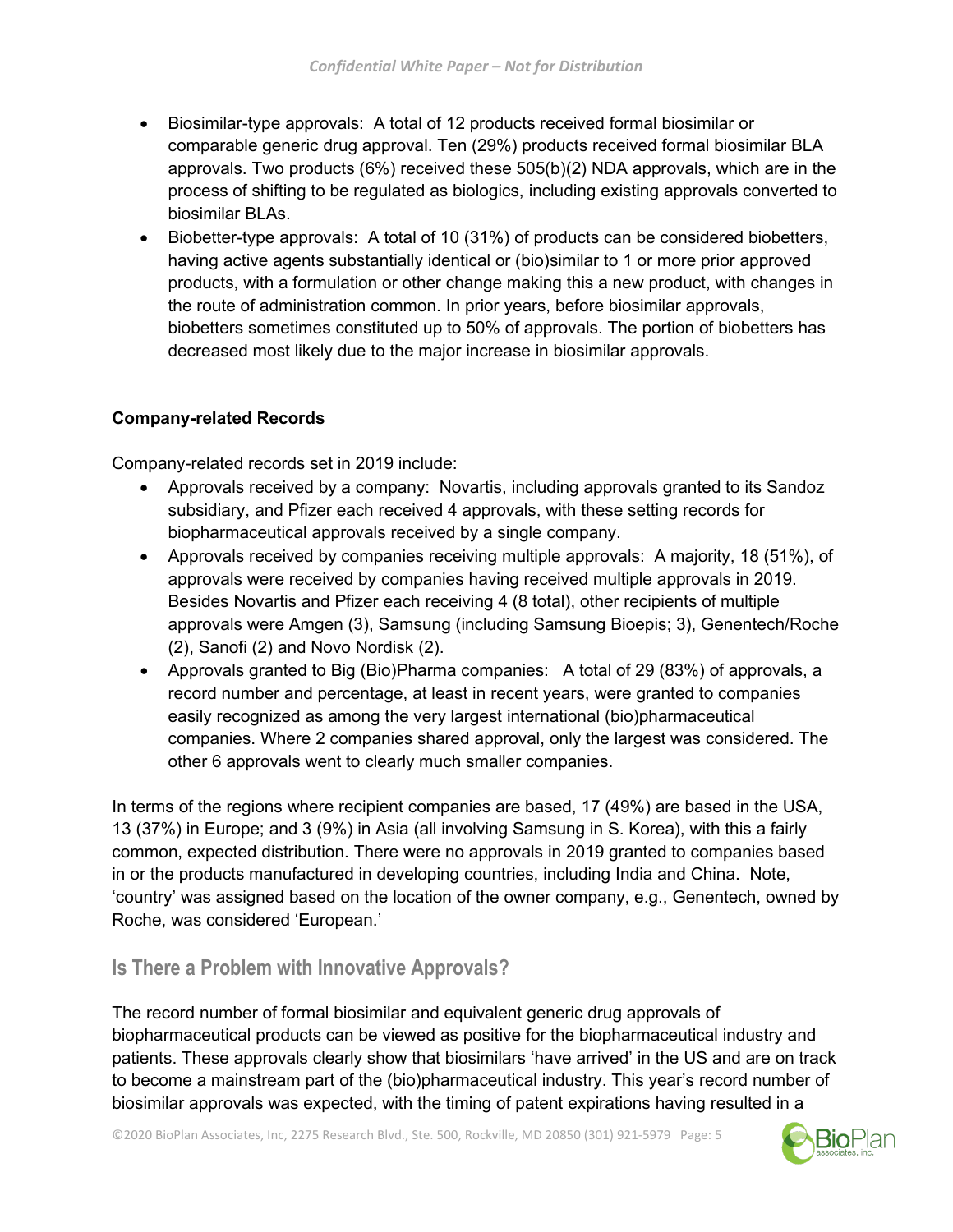- Biosimilar-type approvals: A total of 12 products received formal biosimilar or comparable generic drug approval. Ten (29%) products received formal biosimilar BLA approvals. Two products (6%) received these 505(b)(2) NDA approvals, which are in the process of shifting to be regulated as biologics, including existing approvals converted to biosimilar BLAs.
- Biobetter-type approvals: A total of 10 (31%) of products can be considered biobetters, having active agents substantially identical or (bio)similar to 1 or more prior approved products, with a formulation or other change making this a new product, with changes in the route of administration common. In prior years, before biosimilar approvals, biobetters sometimes constituted up to 50% of approvals. The portion of biobetters has decreased most likely due to the major increase in biosimilar approvals.

**Company-related Records**

Company-related records set in 2019 include:

- Approvals received by a company: Novartis, including approvals granted to its Sandoz subsidiary, and Pfizer each received 4 approvals, with these setting records for biopharmaceutical approvals received by a single company.
- Approvals received by companies receiving multiple approvals: A majority, 18 (51%), of approvals were received by companies having received multiple approvals in 2019. Besides Novartis and Pfizer each receiving 4 (8 total), other recipients of multiple approvals were Amgen (3), Samsung (including Samsung Bioepis; 3), Genentech/Roche (2), Sanofi (2) and Novo Nordisk (2).
- Approvals granted to Big (Bio)Pharma companies: A total of 29 (83%) of approvals, a record number and percentage, at least in recent years, were granted to companies easily recognized as among the very largest international (bio)pharmaceutical companies. Where 2 companies shared approval, only the largest was considered. The other 6 approvals went to clearly much smaller companies.

In terms of the regions where recipient companies are based, 17 (49%) are based in the USA, 13 (37%) in Europe; and 3 (9%) in Asia (all involving Samsung in S. Korea), with this a fairly common, expected distribution. There were no approvals in 2019 granted to companies based in or the products manufactured in developing countries, including India and China. Note, 'country' was assigned based on the location of the owner company, e.g., Genentech, owned by Roche, was considered 'European.'

## Is There a Problem with Innovative Approvals?

The record number of formal biosimilar and equivalent generic drug approvals of biopharmaceutical products can be viewed as positive for the biopharmaceutical industry and patients. These approvals clearly show that biosimilars 'have arrived' in the US and are on track to become a mainstream part of the (bio)pharmaceutical industry. This year's record number of biosimilar approvals was expected, with the timing of patent expirations having resulted in a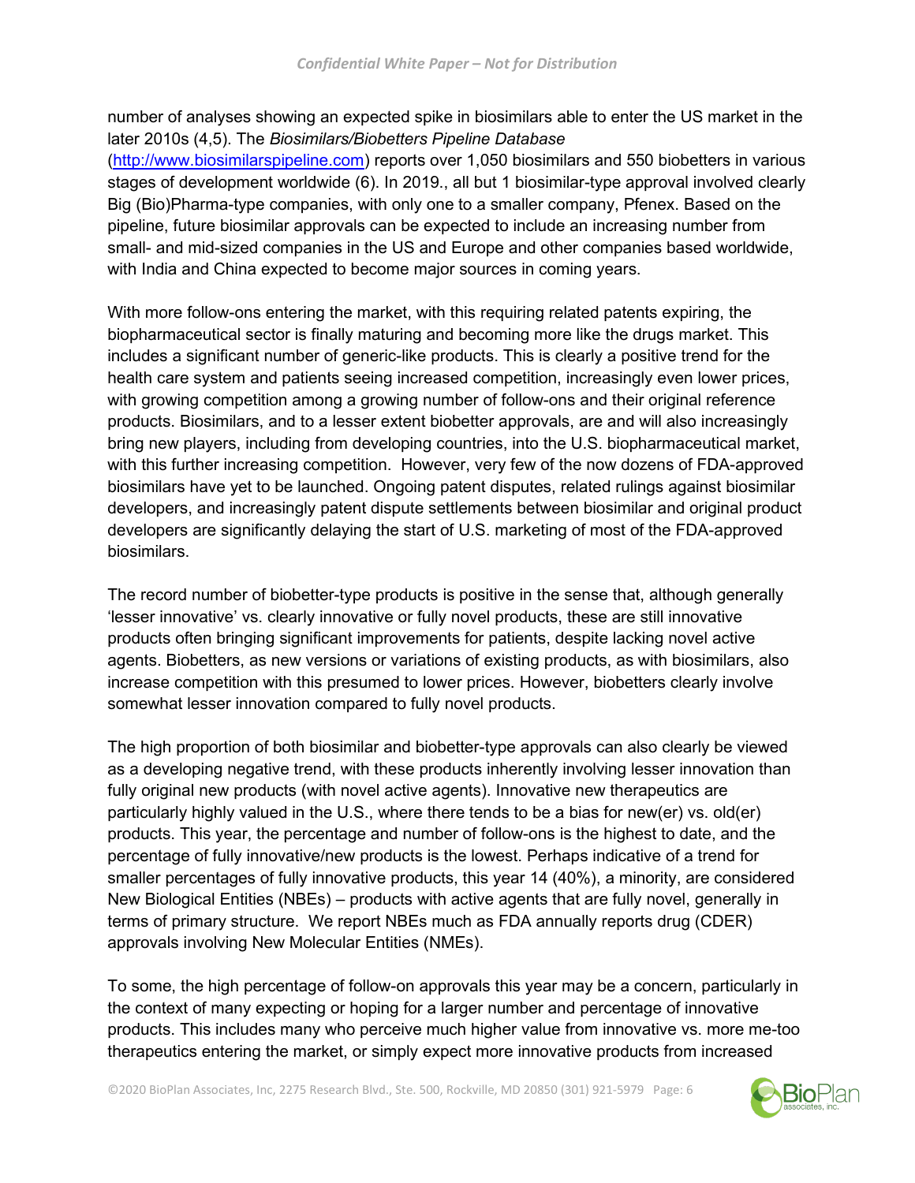number of analyses showing an expected spike in biosimilars able to enter the US market in the later 2010s (4,5). The *Biosimilars/Biobetters Pipeline Database* (http://www.biosimilarspipeline.com) reports over 1,050 biosimilars and 550 biobetters in various stages of development worldwide (6). In 2019., all but 1 biosimilar-type approval involved clearly Big (Bio)Pharma-type companies, with only one to a smaller company, Pfenex. Based on the pipeline, future biosimilar approvals can be expected to include an increasing number from small- and mid-sized companies in the US and Europe and other companies based worldwide, with India and China expected to become major sources in coming years.

With more follow-ons entering the market, with this requiring related patents expiring, the biopharmaceutical sector is finally maturing and becoming more like the drugs market. This includes a significant number of generic-like products. This is clearly a positive trend for the health care system and patients seeing increased competition, increasingly even lower prices, with growing competition among a growing number of follow-ons and their original reference products. Biosimilars, and to a lesser extent biobetter approvals, are and will also increasingly bring new players, including from developing countries, into the U.S. biopharmaceutical market, with this further increasing competition. However, very few of the now dozens of FDA-approved biosimilars have yet to be launched. Ongoing patent disputes, related rulings against biosimilar developers, and increasingly patent dispute settlements between biosimilar and original product developers are significantly delaying the start of U.S. marketing of most of the FDA-approved biosimilars.

The record number of biobetter-type products is positive in the sense that, although generally 'lesser innovative' vs. clearly innovative or fully novel products, these are still innovative products often bringing significant improvements for patients, despite lacking novel active agents. Biobetters, as new versions or variations of existing products, as with biosimilars, also increase competition with this presumed to lower prices. However, biobetters clearly involve somewhat lesser innovation compared to fully novel products.

The high proportion of both biosimilar and biobetter-type approvals can also clearly be viewed as a developing negative trend, with these products inherently involving lesser innovation than fully original new products (with novel active agents). Innovative new therapeutics are particularly highly valued in the U.S., where there tends to be a bias for new(er) vs. old(er) products. This year, the percentage and number of follow-ons is the highest to date, and the percentage of fully innovative/new products is the lowest. Perhaps indicative of a trend for smaller percentages of fully innovative products, this year 14 (40%), a minority, are considered New Biological Entities (NBEs) – products with active agents that are fully novel, generally in terms of primary structure. We report NBEs much as FDA annually reports drug (CDER) approvals involving New Molecular Entities (NMEs).

To some, the high percentage of follow-on approvals this year may be a concern, particularly in the context of many expecting or hoping for a larger number and percentage of innovative products. This includes many who perceive much higher value from innovative vs. more me-too therapeutics entering the market, or simply expect more innovative products from increased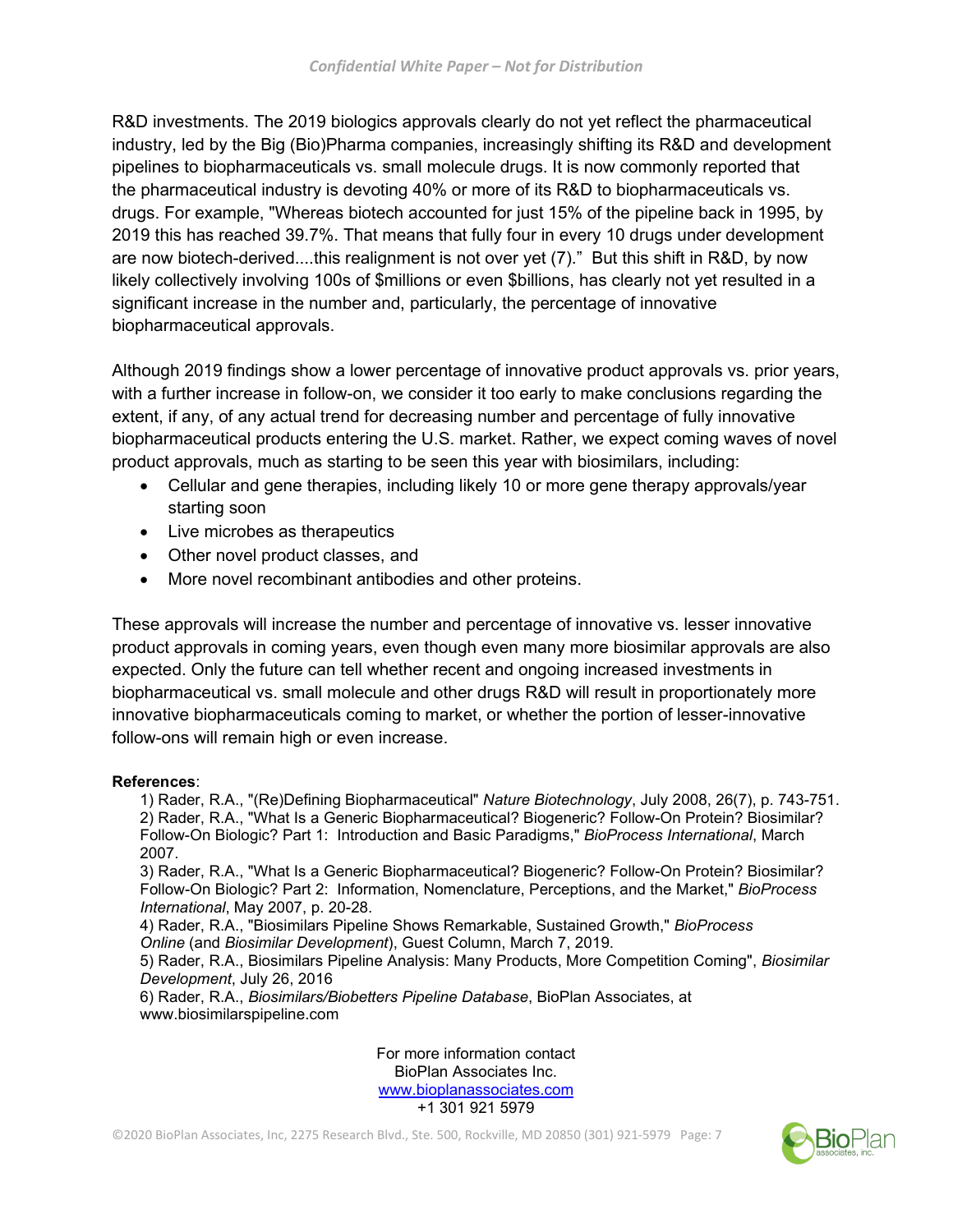R&D investments. The 2019 biologics approvals clearly do not yet reflect the pharmaceutical industry, led by the Big (Bio)Pharma companies, increasingly shifting its R&D and development pipelines to biopharmaceuticals vs. small molecule drugs. It is now commonly reported that the pharmaceutical industry is devoting 40% or more of its R&D to biopharmaceuticals vs. drugs. For example, "Whereas biotech accounted for just 15% of the pipeline back in 1995, by 2019 this has reached 39.7%. That means that fully four in every 10 drugs under development are now biotech-derived....this realignment is not over yet (7)." But this shift in R&D, by now likely collectively involving 100s of $millions or even $billions, has clearly not yet resulted in a significant increase in the number and, particularly, the percentage of innovative biopharmaceutical approvals.

Although 2019 findings show a lower percentage of innovative product approvals vs. prior years, with a further increase in follow-on, we consider it too early to make conclusions regarding the extent, if any, of any actual trend for decreasing number and percentage of fully innovative biopharmaceutical products entering the U.S. market. Rather, we expect coming waves of novel product approvals, much as starting to be seen this year with biosimilars, including:

- Cellular and gene therapies, including likely 10 or more gene therapy approvals/year starting soon
- Live microbes as therapeutics
- Other novel product classes, and
- More novel recombinant antibodies and other proteins.

These approvals will increase the number and percentage of innovative vs. lesser innovative product approvals in coming years, even though even many more biosimilar approvals are also expected. Only the future can tell whether recent and ongoing increased investments in biopharmaceutical vs. small molecule and other drugs R&D will result in proportionately more innovative biopharmaceuticals coming to market, or whether the portion of lesser-innovative follow-ons will remain high or even increase.

**References**:

1) Rader, R.A., "(Re)Defining Biopharmaceutical" *Nature Biotechnology*, July 2008, 26(7), p. 743-751.
2) Rader, R.A., "What Is a Generic Biopharmaceutical? Biogeneric? Follow-On Protein? Biosimilar? Follow-On Biologic? Part 1: Introduction and Basic Paradigms," *BioProcess International*, March 2007.
3) Rader, R.A., "What Is a Generic Biopharmaceutical? Biogeneric? Follow-On Protein? Biosimilar? Follow-On Biologic? Part 2: Information, Nomenclature, Perceptions, and the Market," *BioProcess International*, May 2007, p. 20-28.
4) Rader, R.A., "Biosimilars Pipeline Shows Remarkable, Sustained Growth," *BioProcess Online* (and *Biosimilar Development*), Guest Column, March 7, 2019.
5) Rader, R.A., Biosimilars Pipeline Analysis: Many Products, More Competition Coming", *Biosimilar Development*, July 26, 2016
6) Rader, R.A., *Biosimilars/Biobetters Pipeline Database*, BioPlan Associates, at www.biosimilarspipeline.com

For more information contact
BioPlan Associates Inc.
www.bioplanassociates.com
+1 301 921 5979